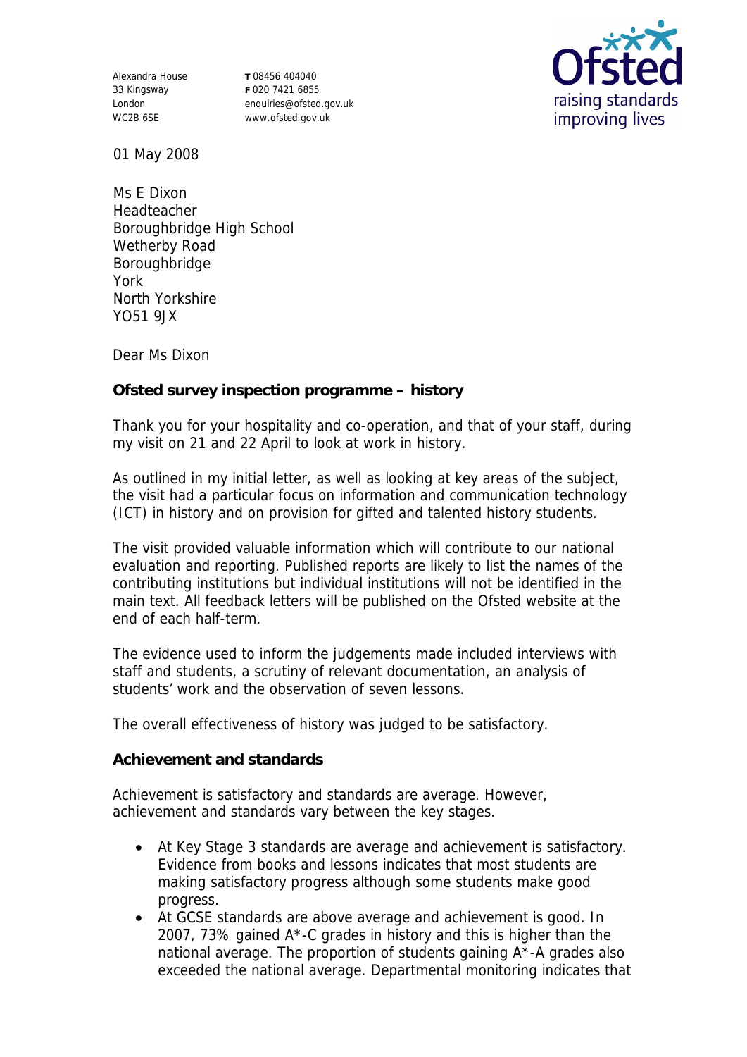Alexandra House
33 Kingsway
London
WC2B 6SE

T 08456 404040
F 020 7421 6855
enquiries@ofsted.gov.uk
www.ofsted.gov.uk

Ofsted
raising standards
improving lives

01 May 2008

Ms E Dixon
Headteacher
Boroughbridge High School
Wetherby Road
Boroughbridge
York
North Yorkshire
YO51 9JX

Dear Ms Dixon

**Ofsted survey inspection programme – history**

Thank you for your hospitality and co-operation, and that of your staff, during my visit on 21 and 22 April to look at work in history.

As outlined in my initial letter, as well as looking at key areas of the subject, the visit had a particular focus on information and communication technology (ICT) in history and on provision for gifted and talented history students.

The visit provided valuable information which will contribute to our national evaluation and reporting. Published reports are likely to list the names of the contributing institutions but individual institutions will not be identified in the main text. All feedback letters will be published on the Ofsted website at the end of each half-term.

The evidence used to inform the judgements made included interviews with staff and students, a scrutiny of relevant documentation, an analysis of students' work and the observation of seven lessons.

The overall effectiveness of history was judged to be satisfactory.

**Achievement and standards**

Achievement is satisfactory and standards are average. However, achievement and standards vary between the key stages.

- At Key Stage 3 standards are average and achievement is satisfactory. Evidence from books and lessons indicates that most students are making satisfactory progress although some students make good progress.
- At GCSE standards are above average and achievement is good. In 2007, 73% gained A*-C grades in history and this is higher than the national average. The proportion of students gaining A*-A grades also exceeded the national average. Departmental monitoring indicates that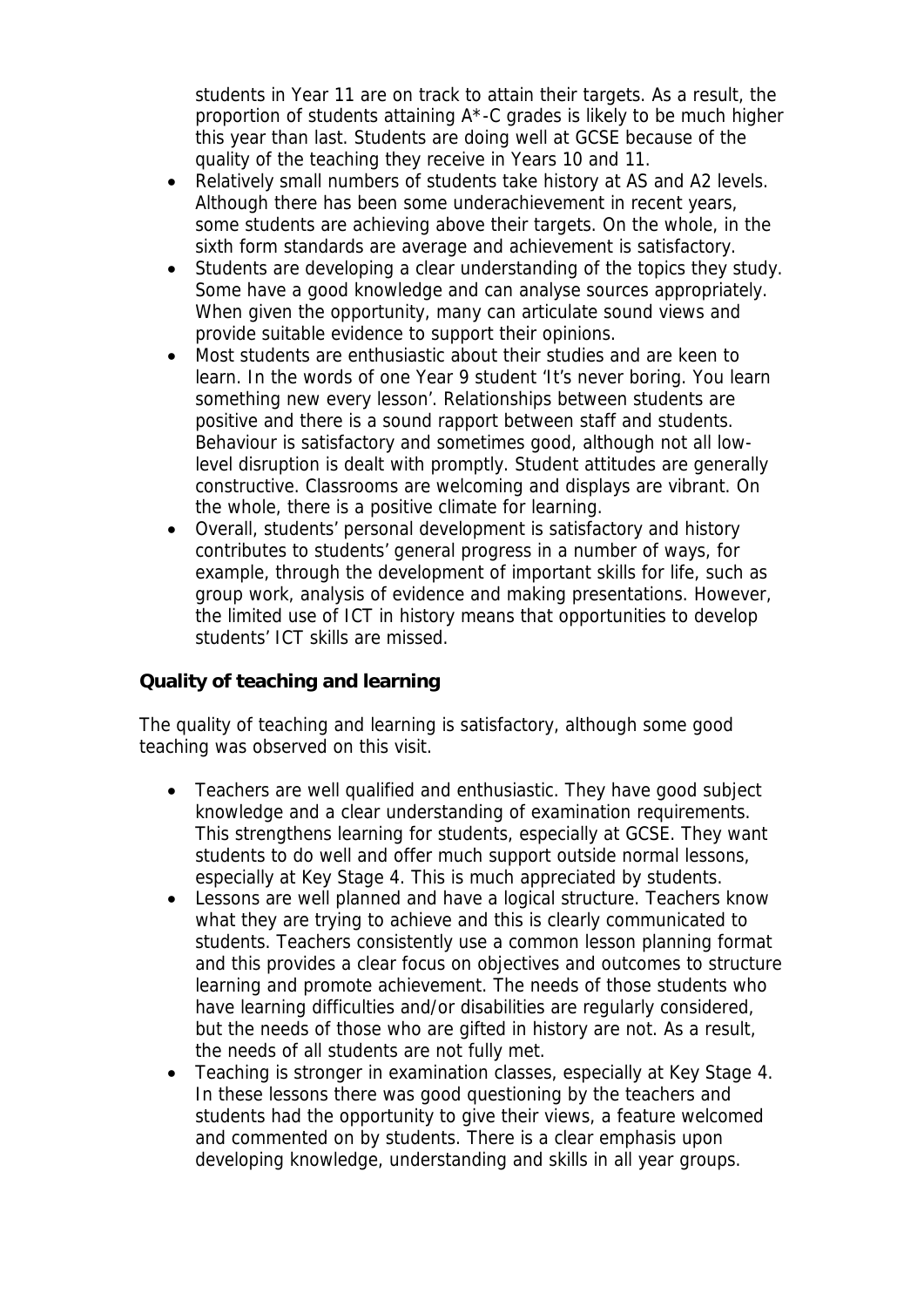students in Year 11 are on track to attain their targets. As a result, the proportion of students attaining A*-C grades is likely to be much higher this year than last. Students are doing well at GCSE because of the quality of the teaching they receive in Years 10 and 11.

- Relatively small numbers of students take history at AS and A2 levels. Although there has been some underachievement in recent years, some students are achieving above their targets. On the whole, in the sixth form standards are average and achievement is satisfactory.
- Students are developing a clear understanding of the topics they study. Some have a good knowledge and can analyse sources appropriately. When given the opportunity, many can articulate sound views and provide suitable evidence to support their opinions.
- Most students are enthusiastic about their studies and are keen to learn. In the words of one Year 9 student 'It's never boring. You learn something new every lesson'. Relationships between students are positive and there is a sound rapport between staff and students. Behaviour is satisfactory and sometimes good, although not all low-level disruption is dealt with promptly. Student attitudes are generally constructive. Classrooms are welcoming and displays are vibrant. On the whole, there is a positive climate for learning.
- Overall, students' personal development is satisfactory and history contributes to students' general progress in a number of ways, for example, through the development of important skills for life, such as group work, analysis of evidence and making presentations. However, the limited use of ICT in history means that opportunities to develop students' ICT skills are missed.

**Quality of teaching and learning**

The quality of teaching and learning is satisfactory, although some good teaching was observed on this visit.

- Teachers are well qualified and enthusiastic. They have good subject knowledge and a clear understanding of examination requirements. This strengthens learning for students, especially at GCSE. They want students to do well and offer much support outside normal lessons, especially at Key Stage 4. This is much appreciated by students.
- Lessons are well planned and have a logical structure. Teachers know what they are trying to achieve and this is clearly communicated to students. Teachers consistently use a common lesson planning format and this provides a clear focus on objectives and outcomes to structure learning and promote achievement. The needs of those students who have learning difficulties and/or disabilities are regularly considered, but the needs of those who are gifted in history are not. As a result, the needs of all students are not fully met.
- Teaching is stronger in examination classes, especially at Key Stage 4. In these lessons there was good questioning by the teachers and students had the opportunity to give their views, a feature welcomed and commented on by students. There is a clear emphasis upon developing knowledge, understanding and skills in all year groups.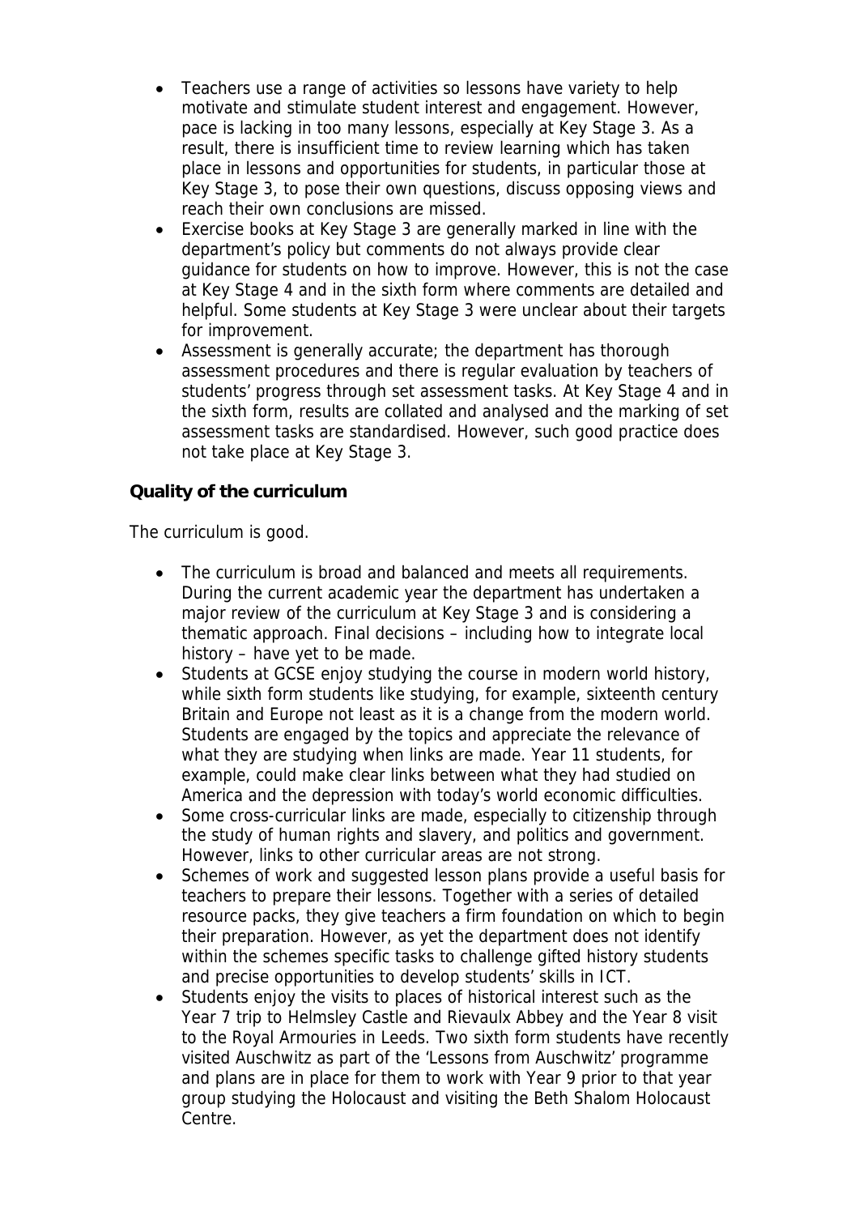- Teachers use a range of activities so lessons have variety to help motivate and stimulate student interest and engagement. However, pace is lacking in too many lessons, especially at Key Stage 3. As a result, there is insufficient time to review learning which has taken place in lessons and opportunities for students, in particular those at Key Stage 3, to pose their own questions, discuss opposing views and reach their own conclusions are missed.
- Exercise books at Key Stage 3 are generally marked in line with the department's policy but comments do not always provide clear guidance for students on how to improve. However, this is not the case at Key Stage 4 and in the sixth form where comments are detailed and helpful. Some students at Key Stage 3 were unclear about their targets for improvement.
- Assessment is generally accurate; the department has thorough assessment procedures and there is regular evaluation by teachers of students' progress through set assessment tasks. At Key Stage 4 and in the sixth form, results are collated and analysed and the marking of set assessment tasks are standardised. However, such good practice does not take place at Key Stage 3.

**Quality of the curriculum**

The curriculum is good.

- The curriculum is broad and balanced and meets all requirements. During the current academic year the department has undertaken a major review of the curriculum at Key Stage 3 and is considering a thematic approach. Final decisions – including how to integrate local history – have yet to be made.
- Students at GCSE enjoy studying the course in modern world history, while sixth form students like studying, for example, sixteenth century Britain and Europe not least as it is a change from the modern world. Students are engaged by the topics and appreciate the relevance of what they are studying when links are made. Year 11 students, for example, could make clear links between what they had studied on America and the depression with today's world economic difficulties.
- Some cross-curricular links are made, especially to citizenship through the study of human rights and slavery, and politics and government. However, links to other curricular areas are not strong.
- Schemes of work and suggested lesson plans provide a useful basis for teachers to prepare their lessons. Together with a series of detailed resource packs, they give teachers a firm foundation on which to begin their preparation. However, as yet the department does not identify within the schemes specific tasks to challenge gifted history students and precise opportunities to develop students' skills in ICT.
- Students enjoy the visits to places of historical interest such as the Year 7 trip to Helmsley Castle and Rievaulx Abbey and the Year 8 visit to the Royal Armouries in Leeds. Two sixth form students have recently visited Auschwitz as part of the 'Lessons from Auschwitz' programme and plans are in place for them to work with Year 9 prior to that year group studying the Holocaust and visiting the Beth Shalom Holocaust Centre.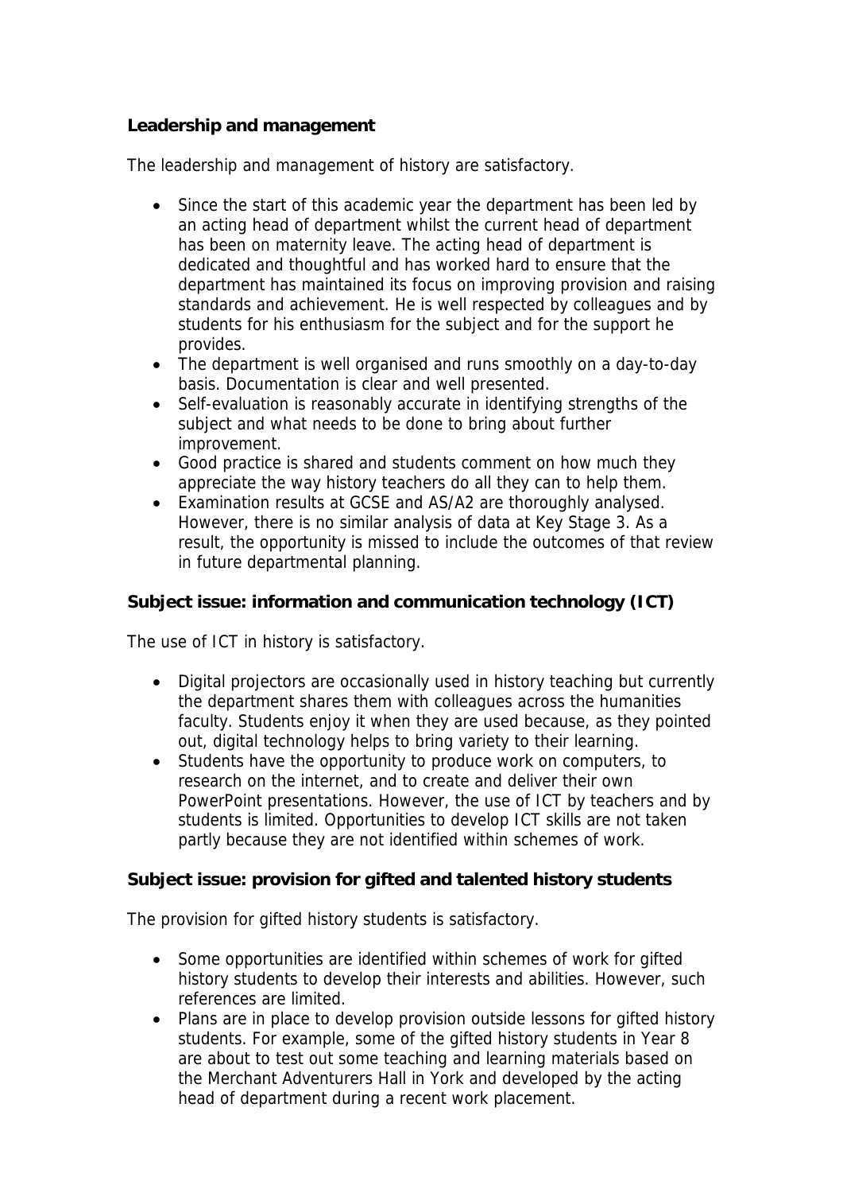**Leadership and management**

The leadership and management of history are satisfactory.

- Since the start of this academic year the department has been led by an acting head of department whilst the current head of department has been on maternity leave. The acting head of department is dedicated and thoughtful and has worked hard to ensure that the department has maintained its focus on improving provision and raising standards and achievement. He is well respected by colleagues and by students for his enthusiasm for the subject and for the support he provides.
- The department is well organised and runs smoothly on a day-to-day basis. Documentation is clear and well presented.
- Self-evaluation is reasonably accurate in identifying strengths of the subject and what needs to be done to bring about further improvement.
- Good practice is shared and students comment on how much they appreciate the way history teachers do all they can to help them.
- Examination results at GCSE and AS/A2 are thoroughly analysed. However, there is no similar analysis of data at Key Stage 3. As a result, the opportunity is missed to include the outcomes of that review in future departmental planning.

**Subject issue: information and communication technology (ICT)**

The use of ICT in history is satisfactory.

- Digital projectors are occasionally used in history teaching but currently the department shares them with colleagues across the humanities faculty. Students enjoy it when they are used because, as they pointed out, digital technology helps to bring variety to their learning.
- Students have the opportunity to produce work on computers, to research on the internet, and to create and deliver their own PowerPoint presentations. However, the use of ICT by teachers and by students is limited. Opportunities to develop ICT skills are not taken partly because they are not identified within schemes of work.

**Subject issue: provision for gifted and talented history students**

The provision for gifted history students is satisfactory.

- Some opportunities are identified within schemes of work for gifted history students to develop their interests and abilities. However, such references are limited.
- Plans are in place to develop provision outside lessons for gifted history students. For example, some of the gifted history students in Year 8 are about to test out some teaching and learning materials based on the Merchant Adventurers Hall in York and developed by the acting head of department during a recent work placement.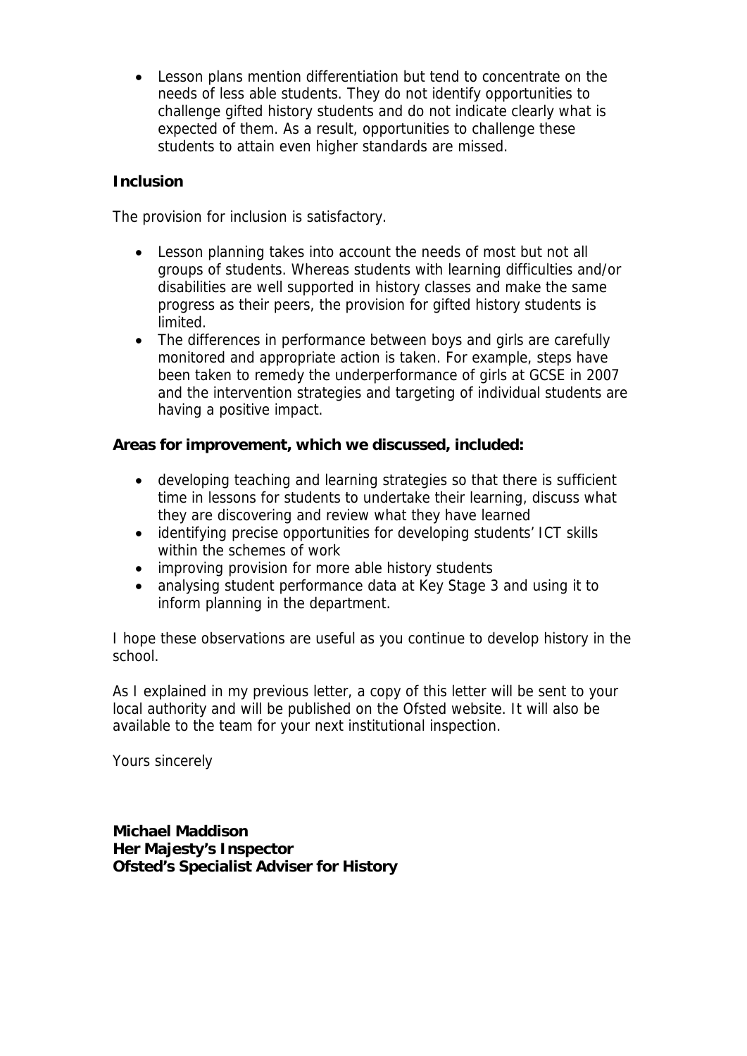- Lesson plans mention differentiation but tend to concentrate on the needs of less able students. They do not identify opportunities to challenge gifted history students and do not indicate clearly what is expected of them. As a result, opportunities to challenge these students to attain even higher standards are missed.

**Inclusion**

The provision for inclusion is satisfactory.

- Lesson planning takes into account the needs of most but not all groups of students. Whereas students with learning difficulties and/or disabilities are well supported in history classes and make the same progress as their peers, the provision for gifted history students is limited.
- The differences in performance between boys and girls are carefully monitored and appropriate action is taken. For example, steps have been taken to remedy the underperformance of girls at GCSE in 2007 and the intervention strategies and targeting of individual students are having a positive impact.

**Areas for improvement, which we discussed, included:**

- developing teaching and learning strategies so that there is sufficient time in lessons for students to undertake their learning, discuss what they are discovering and review what they have learned
- identifying precise opportunities for developing students' ICT skills within the schemes of work
- improving provision for more able history students
- analysing student performance data at Key Stage 3 and using it to inform planning in the department.

I hope these observations are useful as you continue to develop history in the school.

As I explained in my previous letter, a copy of this letter will be sent to your local authority and will be published on the Ofsted website. It will also be available to the team for your next institutional inspection.

Yours sincerely

**Michael Maddison**
**Her Majesty's Inspector**
**Ofsted's Specialist Adviser for History**